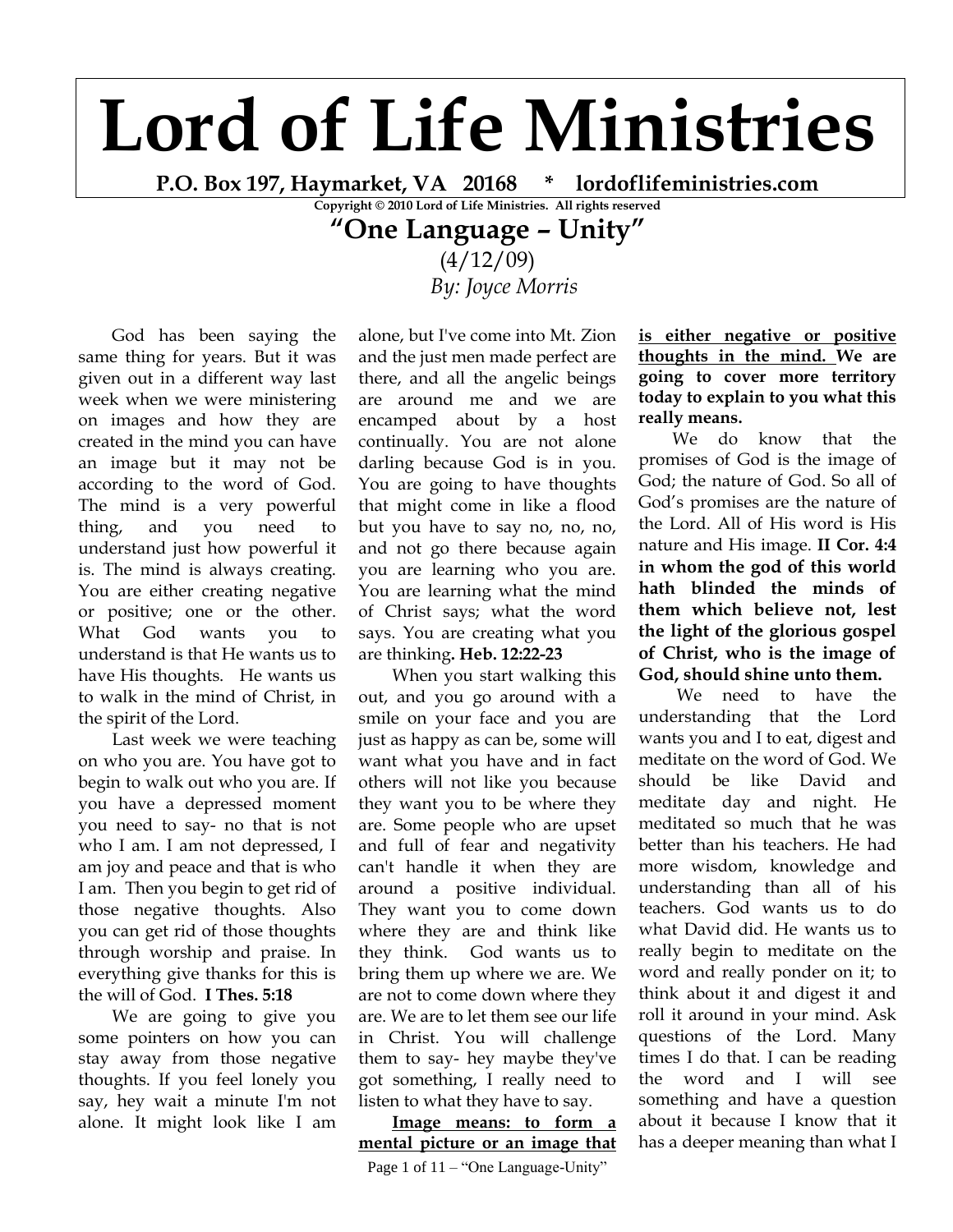# Lord of Life Ministries

**P.O. Box 197, Haymarket, VA 20168 * lordoflifeministries.com**

**Copyright © 2010 Lord of Life Ministries. All rights reserved**

## "One Language – Unity"

(4/12/09)

*By: Joyce Morris*

God has been saying the same thing for years. But it was given out in a different way last week when we were ministering on images and how they are created in the mind you can have an image but it may not be according to the word of God. The mind is a very powerful thing, and you need to understand just how powerful it is. The mind is always creating. You are either creating negative or positive; one or the other. What God wants you to understand is that He wants us to have His thoughts. He wants us to walk in the mind of Christ, in the spirit of the Lord.

Last week we were teaching on who you are. You have got to begin to walk out who you are. If you have a depressed moment you need to say- no that is not who I am. I am not depressed, I am joy and peace and that is who I am. Then you begin to get rid of those negative thoughts. Also you can get rid of those thoughts through worship and praise. In everything give thanks for this is the will of God. **I Thes. 5:18**

We are going to give you some pointers on how you can stay away from those negative thoughts. If you feel lonely you say, hey wait a minute I'm not alone. It might look like I am alone, but I've come into Mt. Zion and the just men made perfect are there, and all the angelic beings are around me and we are encamped about by a host continually. You are not alone darling because God is in you. You are going to have thoughts that might come in like a flood but you have to say no, no, no, and not go there because again you are learning who you are. You are learning what the mind of Christ says; what the word says. You are creating what you are thinking**. Heb. 12:22-23**

When you start walking this out, and you go around with a smile on your face and you are just as happy as can be, some will want what you have and in fact others will not like you because they want you to be where they are. Some people who are upset and full of fear and negativity can't handle it when they are around a positive individual. They want you to come down where they are and think like they think. God wants us to bring them up where we are. We are not to come down where they are. We are to let them see our life in Christ. You will challenge them to say- hey maybe they've got something, I really need to listen to what they have to say.

<u>**Image means: to form a mental picture or an image that is either negative or positive thoughts in the mind.**</u> **We are going to cover more territory today to explain to you what this really means.**

We do know that the promises of God is the image of God; the nature of God. So all of God's promises are the nature of the Lord. All of His word is His nature and His image. **II Cor. 4:4 in whom the god of this world hath blinded the minds of them which believe not, lest the light of the glorious gospel of Christ, who is the image of God, should shine unto them.**

We need to have the understanding that the Lord wants you and I to eat, digest and meditate on the word of God. We should be like David and meditate day and night. He meditated so much that he was better than his teachers. He had more wisdom, knowledge and understanding than all of his teachers. God wants us to do what David did. He wants us to really begin to meditate on the word and really ponder on it; to think about it and digest it and roll it around in your mind. Ask questions of the Lord. Many times I do that. I can be reading the word and I will see something and have a question about it because I know that it has a deeper meaning than what I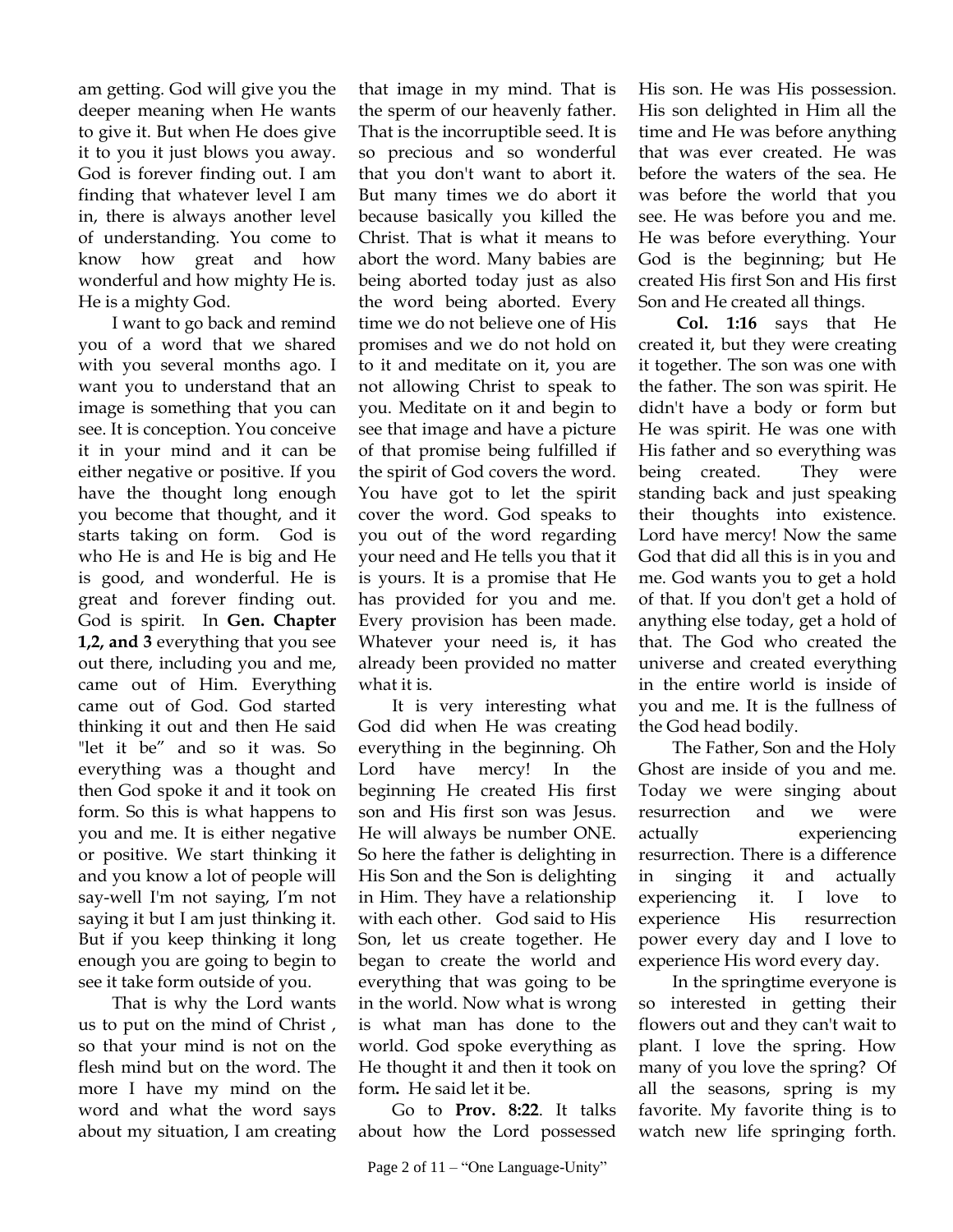am getting. God will give you the deeper meaning when He wants to give it. But when He does give it to you it just blows you away. God is forever finding out. I am finding that whatever level I am in, there is always another level of understanding. You come to know how great and how wonderful and how mighty He is. He is a mighty God.

I want to go back and remind you of a word that we shared with you several months ago. I want you to understand that an image is something that you can see. It is conception. You conceive it in your mind and it can be either negative or positive. If you have the thought long enough you become that thought, and it starts taking on form. God is who He is and He is big and He is good, and wonderful. He is great and forever finding out. God is spirit. In **Gen. Chapter 1,2, and 3** everything that you see out there, including you and me, came out of Him. Everything came out of God. God started thinking it out and then He said "let it be" and so it was. So everything was a thought and then God spoke it and it took on form. So this is what happens to you and me. It is either negative or positive. We start thinking it and you know a lot of people will say-well I'm not saying, I'm not saying it but I am just thinking it. But if you keep thinking it long enough you are going to begin to see it take form outside of you.

That is why the Lord wants us to put on the mind of Christ , so that your mind is not on the flesh mind but on the word. The more I have my mind on the word and what the word says about my situation, I am creating that image in my mind. That is the sperm of our heavenly father. That is the incorruptible seed. It is so precious and so wonderful that you don't want to abort it. But many times we do abort it because basically you killed the Christ. That is what it means to abort the word. Many babies are being aborted today just as also the word being aborted. Every time we do not believe one of His promises and we do not hold on to it and meditate on it, you are not allowing Christ to speak to you. Meditate on it and begin to see that image and have a picture of that promise being fulfilled if the spirit of God covers the word. You have got to let the spirit cover the word. God speaks to you out of the word regarding your need and He tells you that it is yours. It is a promise that He has provided for you and me. Every provision has been made. Whatever your need is, it has already been provided no matter what it is.

It is very interesting what God did when He was creating everything in the beginning. Oh Lord have mercy! In the beginning He created His first son and His first son was Jesus. He will always be number ONE. So here the father is delighting in His Son and the Son is delighting in Him. They have a relationship with each other. God said to His Son, let us create together. He began to create the world and everything that was going to be in the world. Now what is wrong is what man has done to the world. God spoke everything as He thought it and then it took on form**.** He said let it be.

Go to **Prov. 8:22**. It talks about how the Lord possessed His son. He was His possession. His son delighted in Him all the time and He was before anything that was ever created. He was before the waters of the sea. He was before the world that you see. He was before you and me. He was before everything. Your God is the beginning; but He created His first Son and His first Son and He created all things.

**Col. 1:16** says that He created it, but they were creating it together. The son was one with the father. The son was spirit. He didn't have a body or form but He was spirit. He was one with His father and so everything was being created. They were standing back and just speaking their thoughts into existence. Lord have mercy! Now the same God that did all this is in you and me. God wants you to get a hold of that. If you don't get a hold of anything else today, get a hold of that. The God who created the universe and created everything in the entire world is inside of you and me. It is the fullness of the God head bodily.

The Father, Son and the Holy Ghost are inside of you and me. Today we were singing about resurrection and we were actually experiencing resurrection. There is a difference in singing it and actually experiencing it. I love to experience His resurrection power every day and I love to experience His word every day.

In the springtime everyone is so interested in getting their flowers out and they can't wait to plant. I love the spring. How many of you love the spring? Of all the seasons, spring is my favorite. My favorite thing is to watch new life springing forth.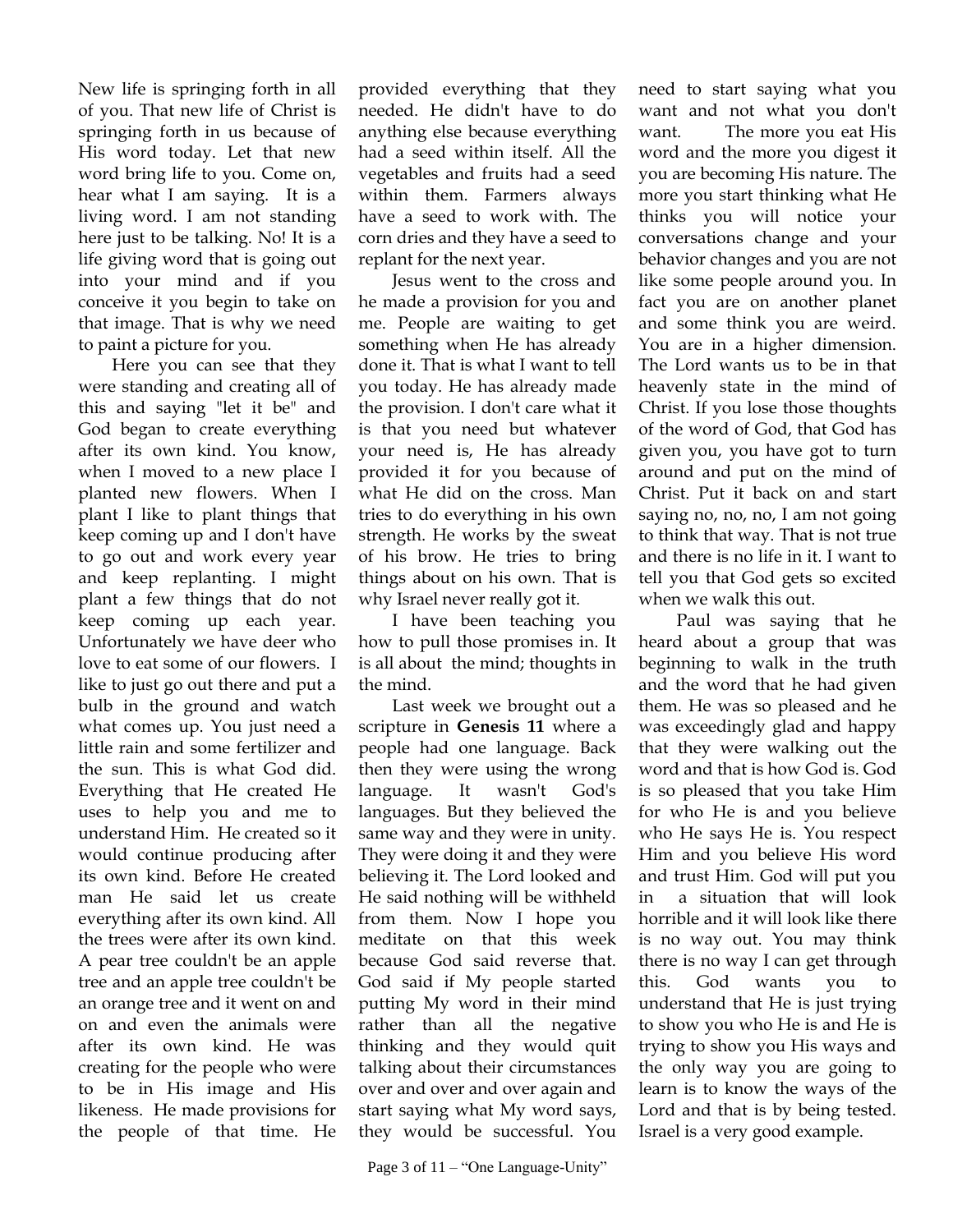New life is springing forth in all of you. That new life of Christ is springing forth in us because of His word today. Let that new word bring life to you. Come on, hear what I am saying. It is a living word. I am not standing here just to be talking. No! It is a life giving word that is going out into your mind and if you conceive it you begin to take on that image. That is why we need to paint a picture for you.

Here you can see that they were standing and creating all of this and saying "let it be" and God began to create everything after its own kind. You know, when I moved to a new place I planted new flowers. When I plant I like to plant things that keep coming up and I don't have to go out and work every year and keep replanting. I might plant a few things that do not keep coming up each year. Unfortunately we have deer who love to eat some of our flowers. I like to just go out there and put a bulb in the ground and watch what comes up. You just need a little rain and some fertilizer and the sun. This is what God did. Everything that He created He uses to help you and me to understand Him. He created so it would continue producing after its own kind. Before He created man He said let us create everything after its own kind. All the trees were after its own kind. A pear tree couldn't be an apple tree and an apple tree couldn't be an orange tree and it went on and on and even the animals were after its own kind. He was creating for the people who were to be in His image and His likeness. He made provisions for the people of that time. He provided everything that they needed. He didn't have to do anything else because everything had a seed within itself. All the vegetables and fruits had a seed within them. Farmers always have a seed to work with. The corn dries and they have a seed to replant for the next year.

Jesus went to the cross and he made a provision for you and me. People are waiting to get something when He has already done it. That is what I want to tell you today. He has already made the provision. I don't care what it is that you need but whatever your need is, He has already provided it for you because of what He did on the cross. Man tries to do everything in his own strength. He works by the sweat of his brow. He tries to bring things about on his own. That is why Israel never really got it.

I have been teaching you how to pull those promises in. It is all about the mind; thoughts in the mind.

Last week we brought out a scripture in **Genesis 11** where a people had one language. Back then they were using the wrong language. It wasn't God's languages. But they believed the same way and they were in unity. They were doing it and they were believing it. The Lord looked and He said nothing will be withheld from them. Now I hope you meditate on that this week because God said reverse that. God said if My people started putting My word in their mind rather than all the negative thinking and they would quit talking about their circumstances over and over and over again and start saying what My word says, they would be successful. You need to start saying what you want and not what you don't want. The more you eat His word and the more you digest it you are becoming His nature. The more you start thinking what He thinks you will notice your conversations change and your behavior changes and you are not like some people around you. In fact you are on another planet and some think you are weird. You are in a higher dimension. The Lord wants us to be in that heavenly state in the mind of Christ. If you lose those thoughts of the word of God, that God has given you, you have got to turn around and put on the mind of Christ. Put it back on and start saying no, no, no, I am not going to think that way. That is not true and there is no life in it. I want to tell you that God gets so excited when we walk this out.

Paul was saying that he heard about a group that was beginning to walk in the truth and the word that he had given them. He was so pleased and he was exceedingly glad and happy that they were walking out the word and that is how God is. God is so pleased that you take Him for who He is and you believe who He says He is. You respect Him and you believe His word and trust Him. God will put you in a situation that will look horrible and it will look like there is no way out. You may think there is no way I can get through this. God wants you to understand that He is just trying to show you who He is and He is trying to show you His ways and the only way you are going to learn is to know the ways of the Lord and that is by being tested. Israel is a very good example.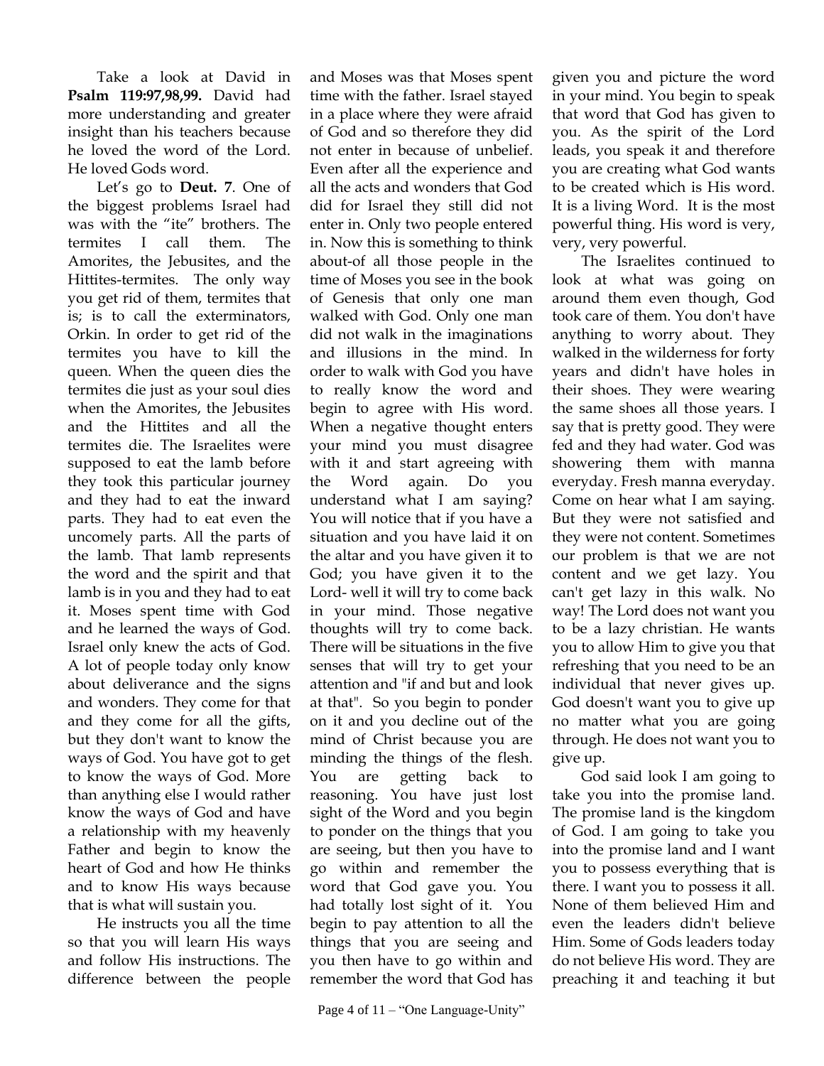Take a look at David in **Psalm 119:97,98,99.** David had more understanding and greater insight than his teachers because he loved the word of the Lord. He loved Gods word.

Let's go to **Deut. 7**. One of the biggest problems Israel had was with the "ite" brothers. The termites I call them. The Amorites, the Jebusites, and the Hittites-termites. The only way you get rid of them, termites that is; is to call the exterminators, Orkin. In order to get rid of the termites you have to kill the queen. When the queen dies the termites die just as your soul dies when the Amorites, the Jebusites and the Hittites and all the termites die. The Israelites were supposed to eat the lamb before they took this particular journey and they had to eat the inward parts. They had to eat even the uncomely parts. All the parts of the lamb. That lamb represents the word and the spirit and that lamb is in you and they had to eat it. Moses spent time with God and he learned the ways of God. Israel only knew the acts of God. A lot of people today only know about deliverance and the signs and wonders. They come for that and they come for all the gifts, but they don't want to know the ways of God. You have got to get to know the ways of God. More than anything else I would rather know the ways of God and have a relationship with my heavenly Father and begin to know the heart of God and how He thinks and to know His ways because that is what will sustain you.

He instructs you all the time so that you will learn His ways and follow His instructions. The difference between the people and Moses was that Moses spent time with the father. Israel stayed in a place where they were afraid of God and so therefore they did not enter in because of unbelief. Even after all the experience and all the acts and wonders that God did for Israel they still did not enter in. Only two people entered in. Now this is something to think about-of all those people in the time of Moses you see in the book of Genesis that only one man walked with God. Only one man did not walk in the imaginations and illusions in the mind. In order to walk with God you have to really know the word and begin to agree with His word. When a negative thought enters your mind you must disagree with it and start agreeing with the Word again. Do you understand what I am saying? You will notice that if you have a situation and you have laid it on the altar and you have given it to God; you have given it to the Lord- well it will try to come back in your mind. Those negative thoughts will try to come back. There will be situations in the five senses that will try to get your attention and "if and but and look at that". So you begin to ponder on it and you decline out of the mind of Christ because you are minding the things of the flesh. You are getting back to reasoning. You have just lost sight of the Word and you begin to ponder on the things that you are seeing, but then you have to go within and remember the word that God gave you. You had totally lost sight of it. You begin to pay attention to all the things that you are seeing and you then have to go within and remember the word that God has given you and picture the word in your mind. You begin to speak that word that God has given to you. As the spirit of the Lord leads, you speak it and therefore you are creating what God wants to be created which is His word. It is a living Word. It is the most powerful thing. His word is very, very, very powerful.

The Israelites continued to look at what was going on around them even though, God took care of them. You don't have anything to worry about. They walked in the wilderness for forty years and didn't have holes in their shoes. They were wearing the same shoes all those years. I say that is pretty good. They were fed and they had water. God was showering them with manna everyday. Fresh manna everyday. Come on hear what I am saying. But they were not satisfied and they were not content. Sometimes our problem is that we are not content and we get lazy. You can't get lazy in this walk. No way! The Lord does not want you to be a lazy christian. He wants you to allow Him to give you that refreshing that you need to be an individual that never gives up. God doesn't want you to give up no matter what you are going through. He does not want you to give up.

God said look I am going to take you into the promise land. The promise land is the kingdom of God. I am going to take you into the promise land and I want you to possess everything that is there. I want you to possess it all. None of them believed Him and even the leaders didn't believe Him. Some of Gods leaders today do not believe His word. They are preaching it and teaching it but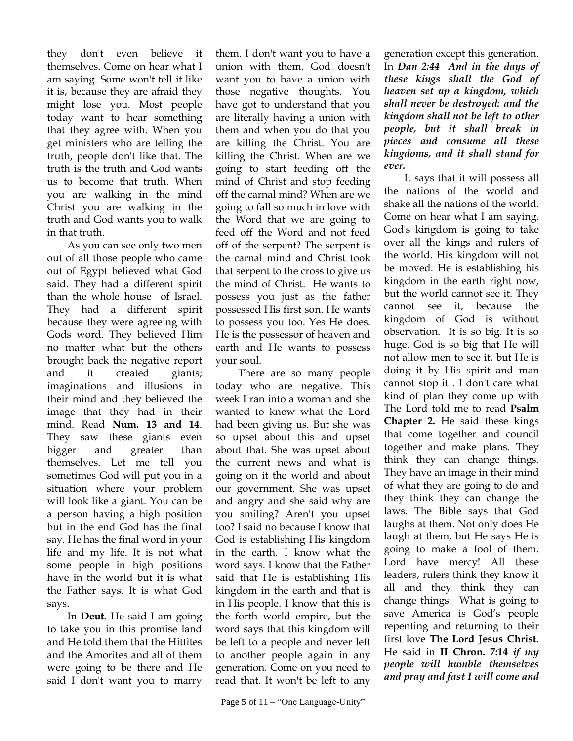they don't even believe it themselves. Come on hear what I am saying. Some won't tell it like it is, because they are afraid they might lose you. Most people today want to hear something that they agree with. When you get ministers who are telling the truth, people don't like that. The truth is the truth and God wants us to become that truth. When you are walking in the mind Christ you are walking in the truth and God wants you to walk in that truth.

As you can see only two men out of all those people who came out of Egypt believed what God said. They had a different spirit than the whole house of Israel. They had a different spirit because they were agreeing with Gods word. They believed Him no matter what but the others brought back the negative report and it created giants; imaginations and illusions in their mind and they believed the image that they had in their mind. Read **Num. 13 and 14**. They saw these giants even bigger and greater than themselves. Let me tell you sometimes God will put you in a situation where your problem will look like a giant. You can be a person having a high position but in the end God has the final say. He has the final word in your life and my life. It is not what some people in high positions have in the world but it is what the Father says. It is what God says.

In **Deut.** He said I am going to take you in this promise land and He told them that the Hittites and the Amorites and all of them were going to be there and He said I don't want you to marry them. I don't want you to have a union with them. God doesn't want you to have a union with those negative thoughts. You have got to understand that you are literally having a union with them and when you do that you are killing the Christ. You are killing the Christ. When are we going to start feeding off the mind of Christ and stop feeding off the carnal mind? When are we going to fall so much in love with the Word that we are going to feed off the Word and not feed off of the serpent? The serpent is the carnal mind and Christ took that serpent to the cross to give us the mind of Christ. He wants to possess you just as the father possessed His first son. He wants to possess you too. Yes He does. He is the possessor of heaven and earth and He wants to possess your soul.

There are so many people today who are negative. This week I ran into a woman and she wanted to know what the Lord had been giving us. But she was so upset about this and upset about that. She was upset about the current news and what is going on it the world and about our government. She was upset and angry and she said why are you smiling? Aren't you upset too? I said no because I know that God is establishing His kingdom in the earth. I know what the word says. I know that the Father said that He is establishing His kingdom in the earth and that is in His people. I know that this is the forth world empire, but the word says that this kingdom will be left to a people and never left to another people again in any generation. Come on you need to read that. It won't be left to any generation except this generation. In ***Dan 2:44 And in the days of these kings shall the God of heaven set up a kingdom, which shall never be destroyed: and the kingdom shall not be left to other people, but it shall break in pieces and consume all these kingdoms, and it shall stand for ever.***

It says that it will possess all the nations of the world and shake all the nations of the world. Come on hear what I am saying. God's kingdom is going to take over all the kings and rulers of the world. His kingdom will not be moved. He is establishing his kingdom in the earth right now, but the world cannot see it. They cannot see it, because the kingdom of God is without observation. It is so big. It is so huge. God is so big that He will not allow men to see it, but He is doing it by His spirit and man cannot stop it . I don't care what kind of plan they come up with The Lord told me to read **Psalm Chapter 2.** He said these kings that come together and council together and make plans. They think they can change things. They have an image in their mind of what they are going to do and they think they can change the laws. The Bible says that God laughs at them. Not only does He laugh at them, but He says He is going to make a fool of them. Lord have mercy! All these leaders, rulers think they know it all and they think they can change things. What is going to save America is God's people repenting and returning to their first love **The Lord Jesus Christ.** He said in **II Chron. 7:14** ***if my people will humble themselves and pray and fast I will come and***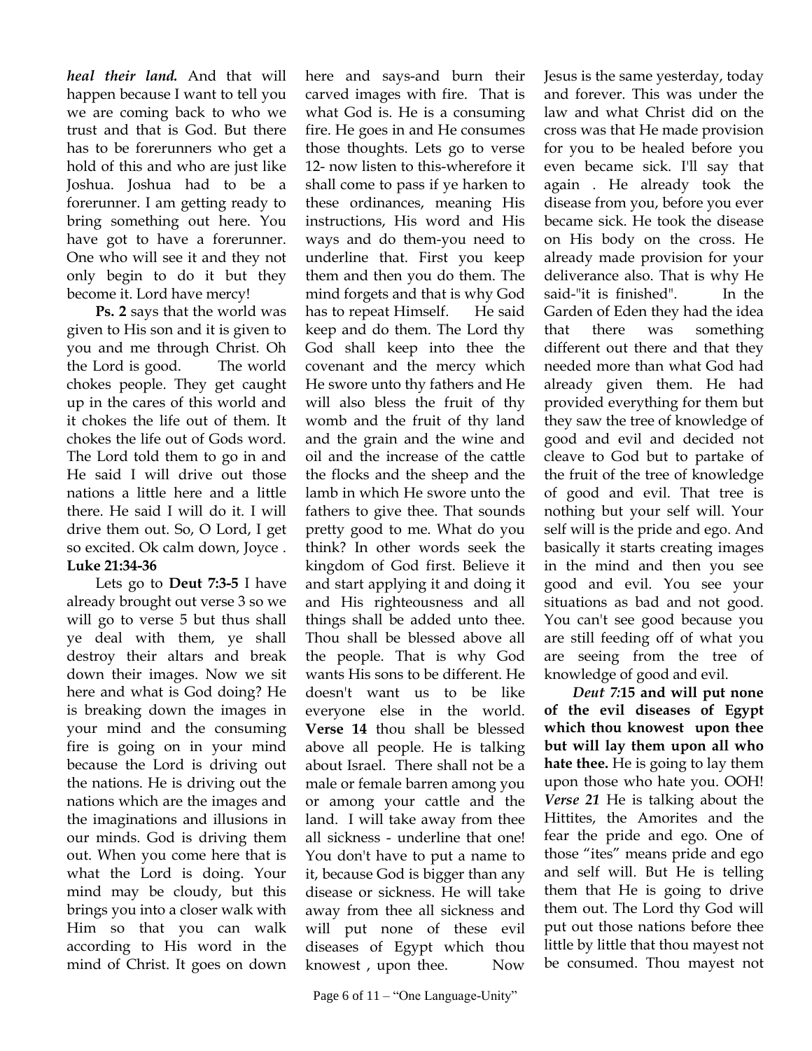***heal their land.*** And that will happen because I want to tell you we are coming back to who we trust and that is God. But there has to be forerunners who get a hold of this and who are just like Joshua. Joshua had to be a forerunner. I am getting ready to bring something out here. You have got to have a forerunner. One who will see it and they not only begin to do it but they become it. Lord have mercy!

**Ps. 2** says that the world was given to His son and it is given to you and me through Christ. Oh the Lord is good. The world chokes people. They get caught up in the cares of this world and it chokes the life out of them. It chokes the life out of Gods word. The Lord told them to go in and He said I will drive out those nations a little here and a little there. He said I will do it. I will drive them out. So, O Lord, I get so excited. Ok calm down, Joyce .

**Luke 21:34-36**

Lets go to **Deut 7:3-5** I have already brought out verse 3 so we will go to verse 5 but thus shall ye deal with them, ye shall destroy their altars and break down their images. Now we sit here and what is God doing? He is breaking down the images in your mind and the consuming fire is going on in your mind because the Lord is driving out the nations. He is driving out the nations which are the images and the imaginations and illusions in our minds. God is driving them out. When you come here that is what the Lord is doing. Your mind may be cloudy, but this brings you into a closer walk with Him so that you can walk according to His word in the mind of Christ. It goes on down here and says-and burn their carved images with fire. That is what God is. He is a consuming fire. He goes in and He consumes those thoughts. Lets go to verse 12- now listen to this-wherefore it shall come to pass if ye harken to these ordinances, meaning His instructions, His word and His ways and do them-you need to underline that. First you keep them and then you do them. The mind forgets and that is why God has to repeat Himself. He said keep and do them. The Lord thy God shall keep into thee the covenant and the mercy which He swore unto thy fathers and He will also bless the fruit of thy womb and the fruit of thy land and the grain and the wine and oil and the increase of the cattle the flocks and the sheep and the lamb in which He swore unto the fathers to give thee. That sounds pretty good to me. What do you think? In other words seek the kingdom of God first. Believe it and start applying it and doing it and His righteousness and all things shall be added unto thee. Thou shall be blessed above all the people. That is why God wants His sons to be different. He doesn't want us to be like everyone else in the world. **Verse 14** thou shall be blessed above all people. He is talking about Israel. There shall not be a male or female barren among you or among your cattle and the land. I will take away from thee all sickness - underline that one! You don't have to put a name to it, because God is bigger than any disease or sickness. He will take away from thee all sickness and will put none of these evil diseases of Egypt which thou knowest , upon thee. Now Jesus is the same yesterday, today and forever. This was under the law and what Christ did on the cross was that He made provision for you to be healed before you even became sick. I'll say that again . He already took the disease from you, before you ever became sick. He took the disease on His body on the cross. He already made provision for your deliverance also. That is why He said-"it is finished". In the Garden of Eden they had the idea that there was something different out there and that they needed more than what God had already given them. He had provided everything for them but they saw the tree of knowledge of good and evil and decided not cleave to God but to partake of the fruit of the tree of knowledge of good and evil. That tree is nothing but your self will. Your self will is the pride and ego. And basically it starts creating images in the mind and then you see good and evil. You see your situations as bad and not good. You can't see good because you are still feeding off of what you are seeing from the tree of knowledge of good and evil.

***Deut 7:*15 and will put none of the evil diseases of Egypt which thou knowest upon thee but will lay them upon all who hate thee.** He is going to lay them upon those who hate you. OOH! ***Verse 21*** He is talking about the Hittites, the Amorites and the fear the pride and ego. One of those "ites" means pride and ego and self will. But He is telling them that He is going to drive them out. The Lord thy God will put out those nations before thee little by little that thou mayest not be consumed. Thou mayest not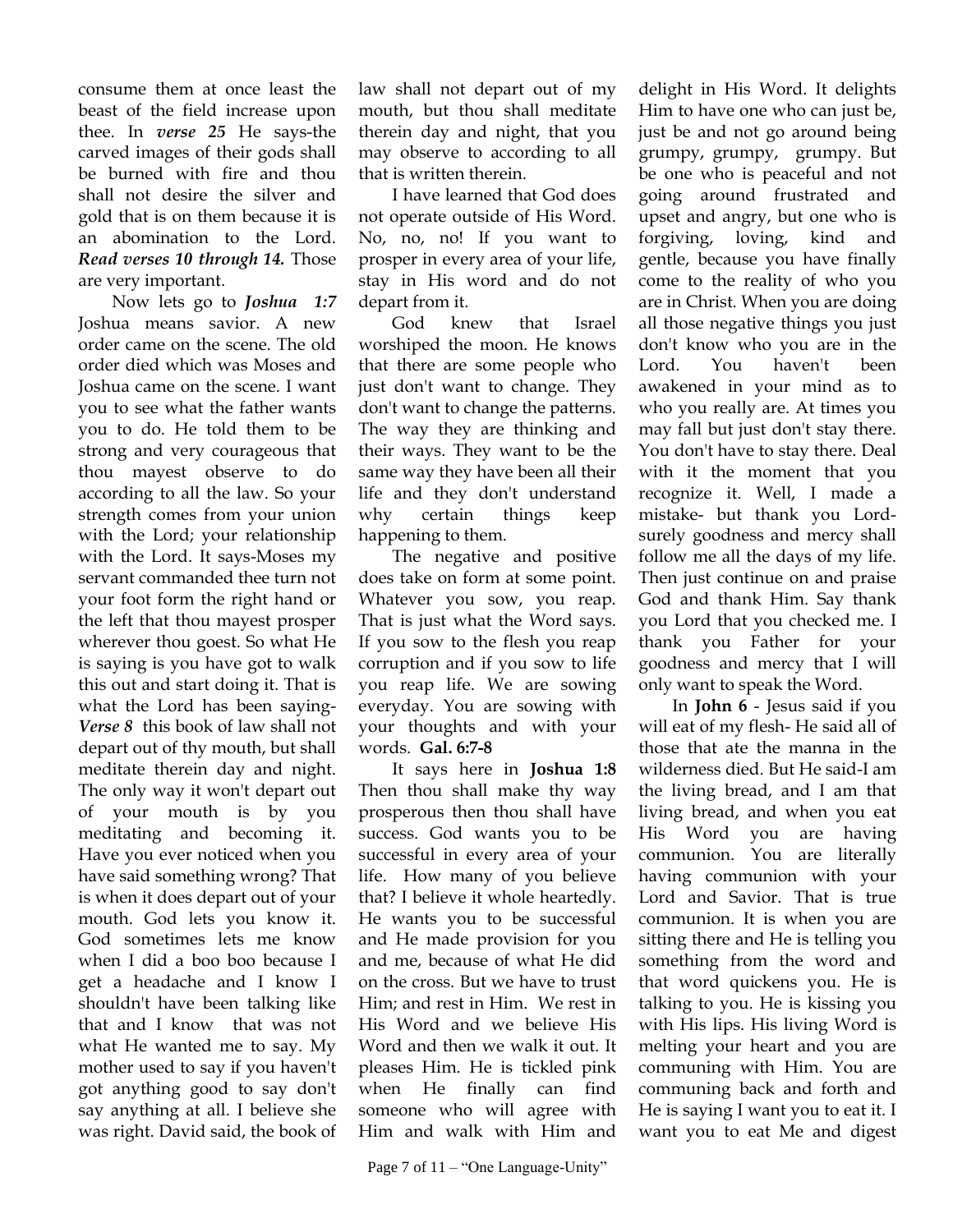consume them at once least the beast of the field increase upon thee. In *verse 25* He says-the carved images of their gods shall be burned with fire and thou shall not desire the silver and gold that is on them because it is an abomination to the Lord. ***Read verses 10 through 14.*** Those are very important.

Now lets go to ***Joshua 1:7*** Joshua means savior. A new order came on the scene. The old order died which was Moses and Joshua came on the scene. I want you to see what the father wants you to do. He told them to be strong and very courageous that thou mayest observe to do according to all the law. So your strength comes from your union with the Lord; your relationship with the Lord. It says-Moses my servant commanded thee turn not your foot form the right hand or the left that thou mayest prosper wherever thou goest. So what He is saying is you have got to walk this out and start doing it. That is what the Lord has been saying- ***Verse 8*** this book of law shall not depart out of thy mouth, but shall meditate therein day and night. The only way it won't depart out of your mouth is by you meditating and becoming it. Have you ever noticed when you have said something wrong? That is when it does depart out of your mouth. God lets you know it. God sometimes lets me know when I did a boo boo because I get a headache and I know I shouldn't have been talking like that and I know that was not what He wanted me to say. My mother used to say if you haven't got anything good to say don't say anything at all. I believe she was right. David said, the book of law shall not depart out of my mouth, but thou shall meditate therein day and night, that you may observe to according to all that is written therein.

I have learned that God does not operate outside of His Word. No, no, no! If you want to prosper in every area of your life, stay in His word and do not depart from it.

God knew that Israel worshiped the moon. He knows that there are some people who just don't want to change. They don't want to change the patterns. The way they are thinking and their ways. They want to be the same way they have been all their life and they don't understand why certain things keep happening to them.

The negative and positive does take on form at some point. Whatever you sow, you reap. That is just what the Word says. If you sow to the flesh you reap corruption and if you sow to life you reap life. We are sowing everyday. You are sowing with your thoughts and with your words. **Gal. 6:7-8**

It says here in **Joshua 1:8** Then thou shall make thy way prosperous then thou shall have success. God wants you to be successful in every area of your life. How many of you believe that? I believe it whole heartedly. He wants you to be successful and He made provision for you and me, because of what He did on the cross. But we have to trust Him; and rest in Him. We rest in His Word and we believe His Word and then we walk it out. It pleases Him. He is tickled pink when He finally can find someone who will agree with Him and walk with Him and delight in His Word. It delights Him to have one who can just be, just be and not go around being grumpy, grumpy, grumpy. But be one who is peaceful and not going around frustrated and upset and angry, but one who is forgiving, loving, kind and gentle, because you have finally come to the reality of who you are in Christ. When you are doing all those negative things you just don't know who you are in the Lord. You haven't been awakened in your mind as to who you really are. At times you may fall but just don't stay there. You don't have to stay there. Deal with it the moment that you recognize it. Well, I made a mistake- but thank you Lord- surely goodness and mercy shall follow me all the days of my life. Then just continue on and praise God and thank Him. Say thank you Lord that you checked me. I thank you Father for your goodness and mercy that I will only want to speak the Word.

In **John 6** - Jesus said if you will eat of my flesh- He said all of those that ate the manna in the wilderness died. But He said-I am the living bread, and I am that living bread, and when you eat His Word you are having communion. You are literally having communion with your Lord and Savior. That is true communion. It is when you are sitting there and He is telling you something from the word and that word quickens you. He is talking to you. He is kissing you with His lips. His living Word is melting your heart and you are communing with Him. You are communing back and forth and He is saying I want you to eat it. I want you to eat Me and digest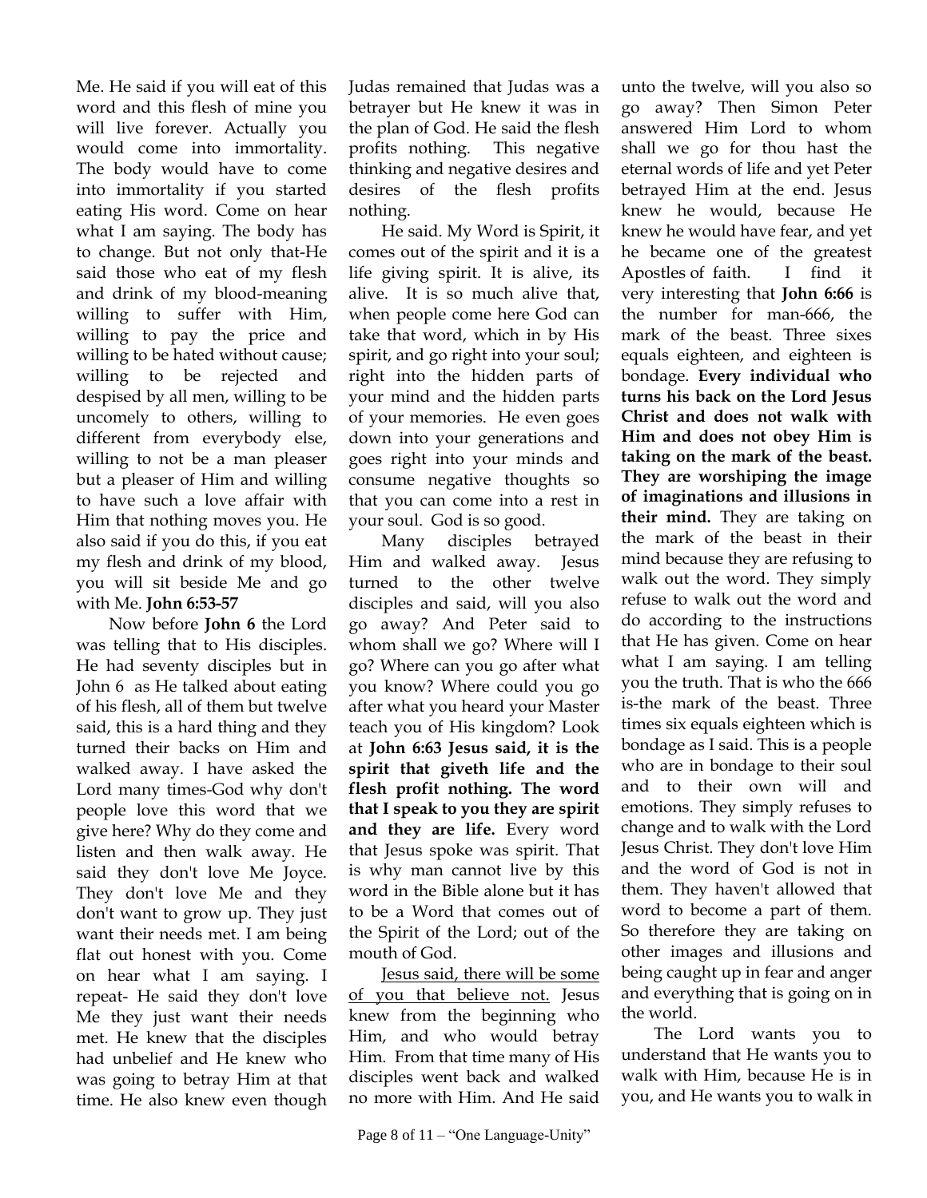Me. He said if you will eat of this word and this flesh of mine you will live forever. Actually you would come into immortality. The body would have to come into immortality if you started eating His word. Come on hear what I am saying. The body has to change. But not only that-He said those who eat of my flesh and drink of my blood-meaning willing to suffer with Him, willing to pay the price and willing to be hated without cause; willing to be rejected and despised by all men, willing to be uncomely to others, willing to different from everybody else, willing to not be a man pleaser but a pleaser of Him and willing to have such a love affair with Him that nothing moves you. He also said if you do this, if you eat my flesh and drink of my blood, you will sit beside Me and go with Me. **John 6:53-57**

Now before **John 6** the Lord was telling that to His disciples. He had seventy disciples but in John 6 as He talked about eating of his flesh, all of them but twelve said, this is a hard thing and they turned their backs on Him and walked away. I have asked the Lord many times-God why don't people love this word that we give here? Why do they come and listen and then walk away. He said they don't love Me Joyce. They don't love Me and they don't want to grow up. They just want their needs met. I am being flat out honest with you. Come on hear what I am saying. I repeat- He said they don't love Me they just want their needs met. He knew that the disciples had unbelief and He knew who was going to betray Him at that time. He also knew even though Judas remained that Judas was a betrayer but He knew it was in the plan of God. He said the flesh profits nothing. This negative thinking and negative desires and desires of the flesh profits nothing.

He said. My Word is Spirit, it comes out of the spirit and it is a life giving spirit. It is alive, its alive. It is so much alive that, when people come here God can take that word, which in by His spirit, and go right into your soul; right into the hidden parts of your mind and the hidden parts of your memories. He even goes down into your generations and goes right into your minds and consume negative thoughts so that you can come into a rest in your soul. God is so good.

Many disciples betrayed Him and walked away. Jesus turned to the other twelve disciples and said, will you also go away? And Peter said to whom shall we go? Where will I go? Where can you go after what you know? Where could you go after what you heard your Master teach you of His kingdom? Look at **John 6:63 Jesus said, it is the spirit that giveth life and the flesh profit nothing. The word that I speak to you they are spirit and they are life.** Every word that Jesus spoke was spirit. That is why man cannot live by this word in the Bible alone but it has to be a Word that comes out of the Spirit of the Lord; out of the mouth of God.

<u>Jesus said, there will be some of you that believe not.</u> Jesus knew from the beginning who Him, and who would betray Him. From that time many of His disciples went back and walked no more with Him. And He said unto the twelve, will you also so go away? Then Simon Peter answered Him Lord to whom shall we go for thou hast the eternal words of life and yet Peter betrayed Him at the end. Jesus knew he would, because He knew he would have fear, and yet he became one of the greatest Apostles of faith. I find it very interesting that **John 6:66** is the number for man-666, the mark of the beast. Three sixes equals eighteen, and eighteen is bondage. **Every individual who turns his back on the Lord Jesus Christ and does not walk with Him and does not obey Him is taking on the mark of the beast. They are worshiping the image of imaginations and illusions in their mind.** They are taking on the mark of the beast in their mind because they are refusing to walk out the word. They simply refuse to walk out the word and do according to the instructions that He has given. Come on hear what I am saying. I am telling you the truth. That is who the 666 is-the mark of the beast. Three times six equals eighteen which is bondage as I said. This is a people who are in bondage to their soul and to their own will and emotions. They simply refuses to change and to walk with the Lord Jesus Christ. They don't love Him and the word of God is not in them. They haven't allowed that word to become a part of them. So therefore they are taking on other images and illusions and being caught up in fear and anger and everything that is going on in the world.

The Lord wants you to understand that He wants you to walk with Him, because He is in you, and He wants you to walk in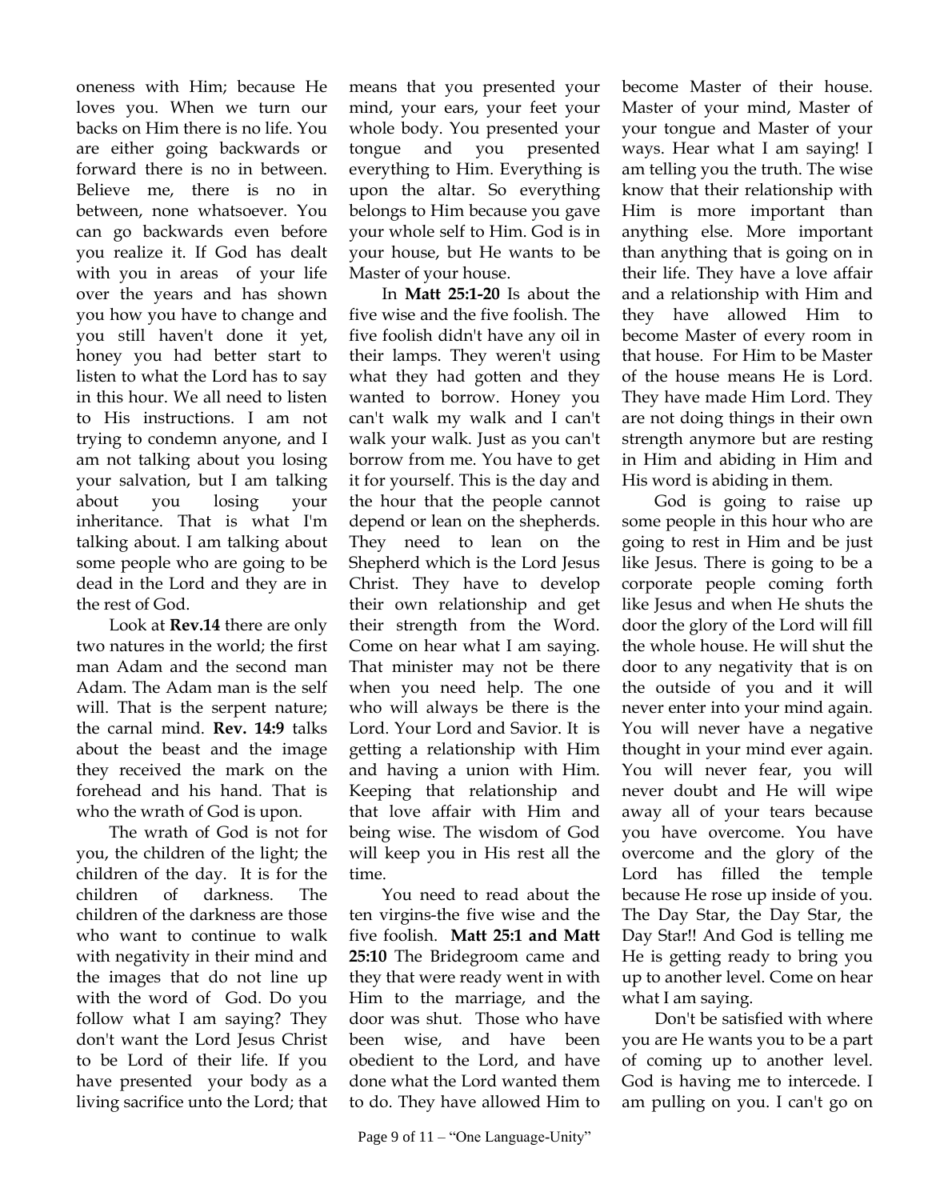oneness with Him; because He loves you. When we turn our backs on Him there is no life. You are either going backwards or forward there is no in between. Believe me, there is no in between, none whatsoever. You can go backwards even before you realize it. If God has dealt with you in areas of your life over the years and has shown you how you have to change and you still haven't done it yet, honey you had better start to listen to what the Lord has to say in this hour. We all need to listen to His instructions. I am not trying to condemn anyone, and I am not talking about you losing your salvation, but I am talking about you losing your inheritance. That is what I'm talking about. I am talking about some people who are going to be dead in the Lord and they are in the rest of God.

Look at **Rev.14** there are only two natures in the world; the first man Adam and the second man Adam. The Adam man is the self will. That is the serpent nature; the carnal mind. **Rev. 14:9** talks about the beast and the image they received the mark on the forehead and his hand. That is who the wrath of God is upon.

The wrath of God is not for you, the children of the light; the children of the day. It is for the children of darkness. The children of the darkness are those who want to continue to walk with negativity in their mind and the images that do not line up with the word of God. Do you follow what I am saying? They don't want the Lord Jesus Christ to be Lord of their life. If you have presented your body as a living sacrifice unto the Lord; that means that you presented your mind, your ears, your feet your whole body. You presented your tongue and you presented everything to Him. Everything is upon the altar. So everything belongs to Him because you gave your whole self to Him. God is in your house, but He wants to be Master of your house.

In **Matt 25:1-20** Is about the five wise and the five foolish. The five foolish didn't have any oil in their lamps. They weren't using what they had gotten and they wanted to borrow. Honey you can't walk my walk and I can't walk your walk. Just as you can't borrow from me. You have to get it for yourself. This is the day and the hour that the people cannot depend or lean on the shepherds. They need to lean on the Shepherd which is the Lord Jesus Christ. They have to develop their own relationship and get their strength from the Word. Come on hear what I am saying. That minister may not be there when you need help. The one who will always be there is the Lord. Your Lord and Savior. It is getting a relationship with Him and having a union with Him. Keeping that relationship and that love affair with Him and being wise. The wisdom of God will keep you in His rest all the time.

You need to read about the ten virgins-the five wise and the five foolish. **Matt 25:1 and Matt 25:10** The Bridegroom came and they that were ready went in with Him to the marriage, and the door was shut. Those who have been wise, and have been obedient to the Lord, and have done what the Lord wanted them to do. They have allowed Him to become Master of their house. Master of your mind, Master of your tongue and Master of your ways. Hear what I am saying! I am telling you the truth. The wise know that their relationship with Him is more important than anything else. More important than anything that is going on in their life. They have a love affair and a relationship with Him and they have allowed Him to become Master of every room in that house. For Him to be Master of the house means He is Lord. They have made Him Lord. They are not doing things in their own strength anymore but are resting in Him and abiding in Him and His word is abiding in them.

God is going to raise up some people in this hour who are going to rest in Him and be just like Jesus. There is going to be a corporate people coming forth like Jesus and when He shuts the door the glory of the Lord will fill the whole house. He will shut the door to any negativity that is on the outside of you and it will never enter into your mind again. You will never have a negative thought in your mind ever again. You will never fear, you will never doubt and He will wipe away all of your tears because you have overcome. You have overcome and the glory of the Lord has filled the temple because He rose up inside of you. The Day Star, the Day Star, the Day Star!! And God is telling me He is getting ready to bring you up to another level. Come on hear what I am saying.

Don't be satisfied with where you are He wants you to be a part of coming up to another level. God is having me to intercede. I am pulling on you. I can't go on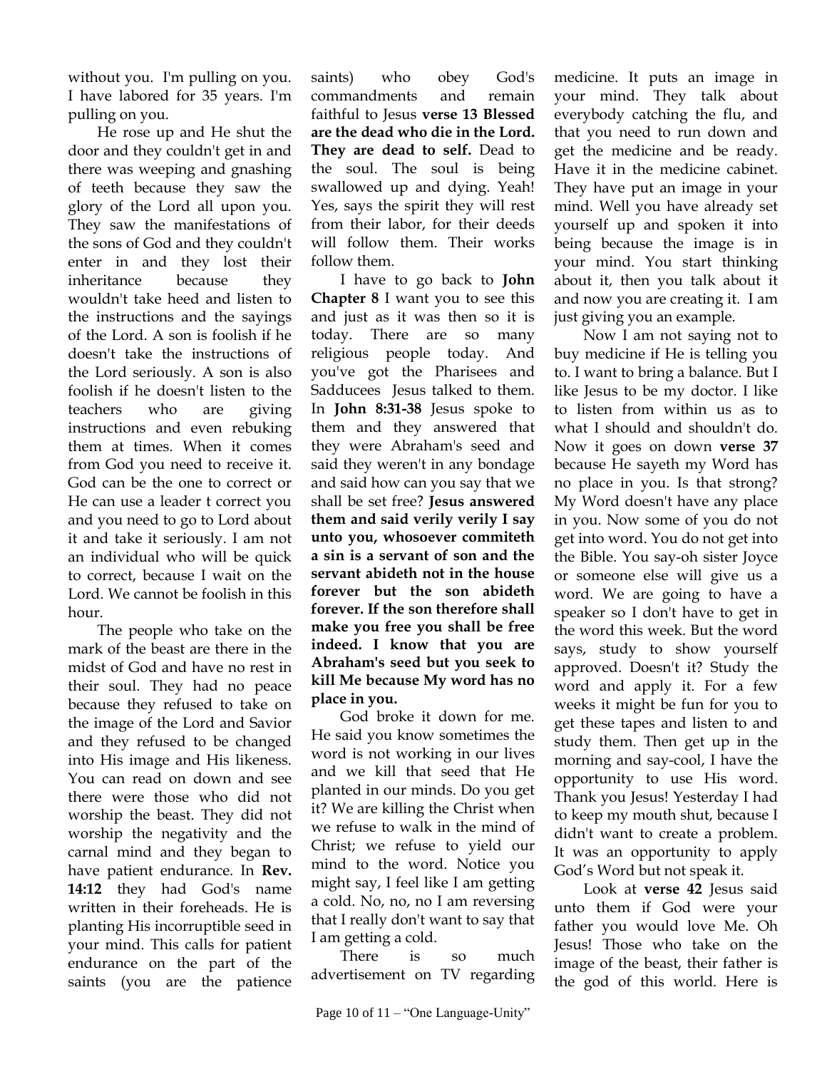without you. I'm pulling on you. I have labored for 35 years. I'm pulling on you.

He rose up and He shut the door and they couldn't get in and there was weeping and gnashing of teeth because they saw the glory of the Lord all upon you. They saw the manifestations of the sons of God and they couldn't enter in and they lost their inheritance because they wouldn't take heed and listen to the instructions and the sayings of the Lord. A son is foolish if he doesn't take the instructions of the Lord seriously. A son is also foolish if he doesn't listen to the teachers who are giving instructions and even rebuking them at times. When it comes from God you need to receive it. God can be the one to correct or He can use a leader t correct you and you need to go to Lord about it and take it seriously. I am not an individual who will be quick to correct, because I wait on the Lord. We cannot be foolish in this hour.

The people who take on the mark of the beast are there in the midst of God and have no rest in their soul. They had no peace because they refused to take on the image of the Lord and Savior and they refused to be changed into His image and His likeness. You can read on down and see there were those who did not worship the beast. They did not worship the negativity and the carnal mind and they began to have patient endurance. In **Rev. 14:12** they had God's name written in their foreheads. He is planting His incorruptible seed in your mind. This calls for patient endurance on the part of the saints (you are the patience saints) who obey God's commandments and remain faithful to Jesus **verse 13 Blessed are the dead who die in the Lord. They are dead to self.** Dead to the soul. The soul is being swallowed up and dying. Yeah! Yes, says the spirit they will rest from their labor, for their deeds will follow them. Their works follow them.

I have to go back to **John Chapter 8** I want you to see this and just as it was then so it is today. There are so many religious people today. And you've got the Pharisees and Sadducees Jesus talked to them. In **John 8:31-38** Jesus spoke to them and they answered that they were Abraham's seed and said they weren't in any bondage and said how can you say that we shall be set free? **Jesus answered them and said verily verily I say unto you, whosoever commiteth a sin is a servant of son and the servant abideth not in the house forever but the son abideth forever. If the son therefore shall make you free you shall be free indeed. I know that you are Abraham's seed but you seek to kill Me because My word has no place in you.**

God broke it down for me. He said you know sometimes the word is not working in our lives and we kill that seed that He planted in our minds. Do you get it? We are killing the Christ when we refuse to walk in the mind of Christ; we refuse to yield our mind to the word. Notice you might say, I feel like I am getting a cold. No, no, no I am reversing that I really don't want to say that I am getting a cold.

There is so much advertisement on TV regarding medicine. It puts an image in your mind. They talk about everybody catching the flu, and that you need to run down and get the medicine and be ready. Have it in the medicine cabinet. They have put an image in your mind. Well you have already set yourself up and spoken it into being because the image is in your mind. You start thinking about it, then you talk about it and now you are creating it. I am just giving you an example.

Now I am not saying not to buy medicine if He is telling you to. I want to bring a balance. But I like Jesus to be my doctor. I like to listen from within us as to what I should and shouldn't do. Now it goes on down **verse 37** because He sayeth my Word has no place in you. Is that strong? My Word doesn't have any place in you. Now some of you do not get into word. You do not get into the Bible. You say-oh sister Joyce or someone else will give us a word. We are going to have a speaker so I don't have to get in the word this week. But the word says, study to show yourself approved. Doesn't it? Study the word and apply it. For a few weeks it might be fun for you to get these tapes and listen to and study them. Then get up in the morning and say-cool, I have the opportunity to use His word. Thank you Jesus! Yesterday I had to keep my mouth shut, because I didn't want to create a problem. It was an opportunity to apply God's Word but not speak it.

Look at **verse 42** Jesus said unto them if God were your father you would love Me. Oh Jesus! Those who take on the image of the beast, their father is the god of this world. Here is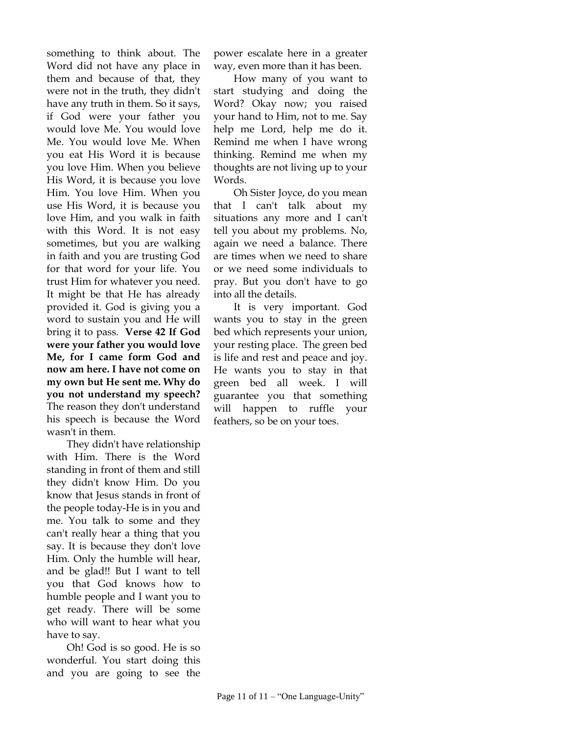something to think about. The Word did not have any place in them and because of that, they were not in the truth, they didn't have any truth in them. So it says, if God were your father you would love Me. You would love Me. You would love Me. When you eat His Word it is because you love Him. When you believe His Word, it is because you love Him. You love Him. When you use His Word, it is because you love Him, and you walk in faith with this Word. It is not easy sometimes, but you are walking in faith and you are trusting God for that word for your life. You trust Him for whatever you need. It might be that He has already provided it. God is giving you a word to sustain you and He will bring it to pass. **Verse 42 If God were your father you would love Me, for I came form God and now am here. I have not come on my own but He sent me. Why do you not understand my speech?** The reason they don't understand his speech is because the Word wasn't in them.

They didn't have relationship with Him. There is the Word standing in front of them and still they didn't know Him. Do you know that Jesus stands in front of the people today-He is in you and me. You talk to some and they can't really hear a thing that you say. It is because they don't love Him. Only the humble will hear, and be glad!! But I want to tell you that God knows how to humble people and I want you to get ready. There will be some who will want to hear what you have to say.

Oh! God is so good. He is so wonderful. You start doing this and you are going to see the power escalate here in a greater way, even more than it has been.

How many of you want to start studying and doing the Word? Okay now; you raised your hand to Him, not to me. Say help me Lord, help me do it. Remind me when I have wrong thinking. Remind me when my thoughts are not living up to your Words.

Oh Sister Joyce, do you mean that I can't talk about my situations any more and I can't tell you about my problems. No, again we need a balance. There are times when we need to share or we need some individuals to pray. But you don't have to go into all the details.

It is very important. God wants you to stay in the green bed which represents your union, your resting place. The green bed is life and rest and peace and joy. He wants you to stay in that green bed all week. I will guarantee you that something will happen to ruffle your feathers, so be on your toes.